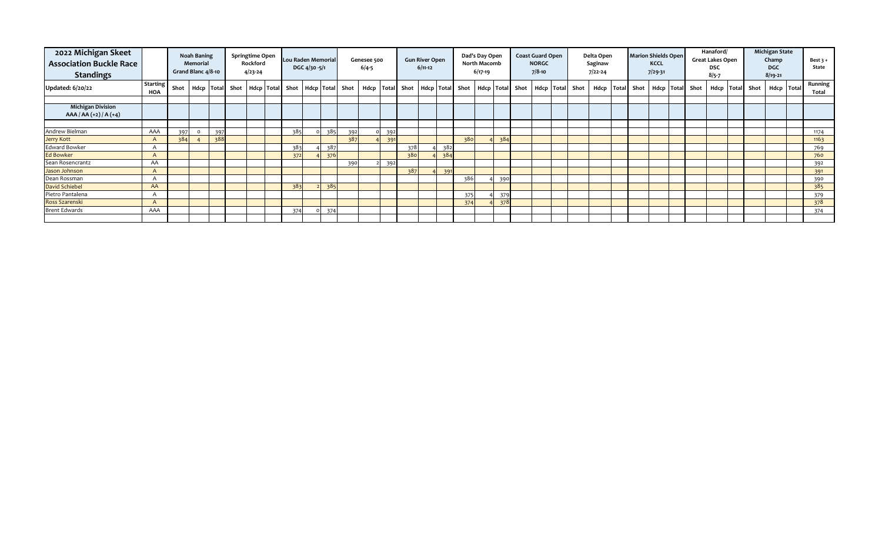| 2022 Michigan Skeet Association Buckle Race Standings | | Noah Baning Memorial Grand Blanc 4/8-10 | | | Springtime Open Rockford 4/23-24 | | | Lou Raden Memorial DGC 4/30 -5/1 | | | Genesee 500 6/4-5 | | | Gun River Open 6/11-12 | | | Dad's Day Open North Macomb 6/17-19 | | | Coast Guard Open NORGC 7/8-10 | | | Delta Open Saginaw 7/22-24 | | | Marion Shields Open KCCL 7/29-31 | | | Hanaford/ Great Lakes Open DSC 8/5-7 | | | Michigan State Champ DGC 8/19-21 | | | Best 3 + State |
|---|---|---|---|---|---|---|---|---|---|---|---|---|---|---|---|---|---|---|---|---|---|---|---|---|---|---|---|---|---|---|---|---|---|---|---|---|---|---|
| Updated: 6/20/22 | Starting HOA | Shot | Hdcp | Total | Shot | Hdcp | Total | Shot | Hdcp | Total | Shot | Hdcp | Total | Shot | Hdcp | Total | Shot | Hdcp | Total | Shot | Hdcp | Total | Shot | Hdcp | Total | Shot | Hdcp | Total | Shot | Hdcp | Total | Shot | Hdcp | Total | Running Total |
| **Michigan Division AAA / AA (+2) / A (+4)** | | | | | | | | | | | | | | | | | | | | | | | | | | | | | | | | | | | | | | |
| Andrew Bielman | AAA | 397 | 0 | 397 | | | | 385 | 0 | 385 | 392 | 0 | 392 | | | | | | | | | | | | | | | | | | | | | | 1174 |
| Jerry Kott | A | 384 | 4 | 388 | | | | | | | 387 | 4 | 391 | | | | 380 | 4 | 384 | | | | | | | | | | | | | | | | 1163 |
| Edward Bowker | A | | | | | | | 383 | 4 | 387 | | | | 378 | 4 | 382 | | | | | | | | | | | | | | | | | | | 769 |
| Ed Bowker | A | | | | | | | 372 | 4 | 376 | | | | 380 | 4 | 384 | | | | | | | | | | | | | | | | | | | 760 |
| Sean Rosencrantz | AA | | | | | | | | | | 390 | 2 | 392 | | | | | | | | | | | | | | | | | | | | | | 392 |
| Jason Johnson | A | | | | | | | | | | | | | 387 | 4 | 391 | | | | | | | | | | | | | | | | | | | 391 |
| Dean Rossman | A | | | | | | | | | | | | | | | | 386 | 4 | 390 | | | | | | | | | | | | | | | | 390 |
| David Schiebel | AA | | | | | | | 383 | 2 | 385 | | | | | | | | | | | | | | | | | | | | | | | | | 385 |
| Pietro Pantalena | A | | | | | | | | | | | | | | | | 375 | 4 | 379 | | | | | | | | | | | | | | | | 379 |
| Ross Szarenski | A | | | | | | | | | | | | | | | | 374 | 4 | 378 | | | | | | | | | | | | | | | | 378 |
| Brent Edwards | AAA | | | | | | | 374 | 0 | 374 | | | | | | | | | | | | | | | | | | | | | | | | | 374 |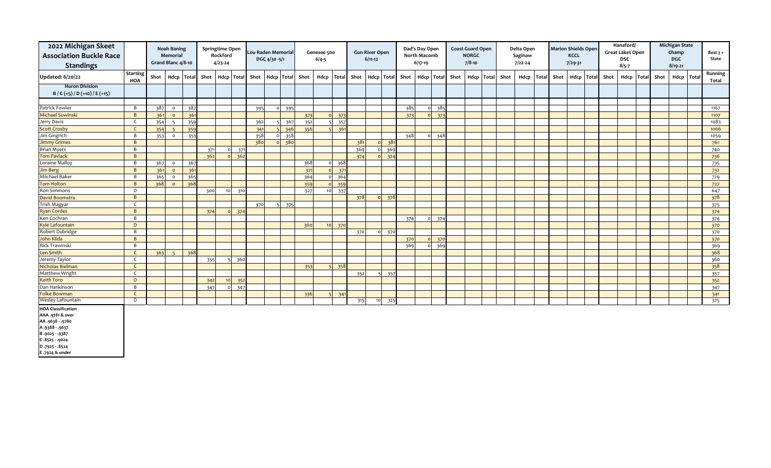| 2022 Michigan Skeet Association Buckle Race Standings | | Noah Baning Memorial Grand Blanc 4/8-10 | | | Springtime Open Rockford 4/23-24 | | | Lou Raden Memorial DGC 4/30 -5/1 | | | Genesee 500 6/4-5 | | | Gun River Open 6/11-12 | | | Dad's Day Open North Macomb 6/17-19 | | | Coast Guard Open NORGC 7/8-10 | | | Delta Open Saginaw 7/22-24 | | | Marion Shields Open KCCL 7/29-31 | | | Hanaford/ Great Lakes Open DSC 8/5-7 | | | Michigan State Champ DGC 8/19-21 | | | Best 3 + State |
|---|---|---|---|---|---|---|---|---|---|---|---|---|---|---|---|---|---|---|---|---|---|---|---|---|---|---|---|---|---|---|---|---|---|---|---|
| Updated: 6/20/22 | Starting HOA | Shot | Hdcp | Total | Shot | Hdcp | Total | Shot | Hdcp | Total | Shot | Hdcp | Total | Shot | Hdcp | Total | Shot | Hdcp | Total | Shot | Hdcp | Total | Shot | Hdcp | Total | Shot | Hdcp | Total | Shot | Hdcp | Total | Shot | Hdcp | Total | Running Total |
| **Huron Division** B / C (+5) / D (+10) / E (+15) | | | | | | | | | | | | | | | | | | | | | | | | | | | | | | | | | | | |
| Patrick Fowler | B | 387 | 0 | 387 | | | | 395 | 0 | 395 | | | | | | | 385 | 0 | 385 | | | | | | | | | | | | | | | | 1167 |
| Michael Suwinski | B | 361 | 0 | 361 | | | | | | | 373 | 0 | 373 | | | | 373 | 0 | 373 | | | | | | | | | | | | | | | | 1107 |
| Jerry Davis | C | 354 | 5 | 359 | | | | 362 | 5 | 367 | 352 | 5 | 357 | | | | | | | | | | | | | | | | | | | | | | 1083 |
| Scott Crosby | C | 354 | 5 | 359 | | | | 341 | 5 | 346 | 356 | 5 | 361 | | | | | | | | | | | | | | | | | | | | | | 1066 |
| Jim Gingrich | B | 353 | 0 | 353 | | | | 358 | 0 | 358 | | | | | | | 348 | 0 | 348 | | | | | | | | | | | | | | | | 1059 |
| Jimmy Grimes | B | | | | | | | 380 | 0 | 380 | | | | 381 | 0 | 381 | | | | | | | | | | | | | | | | | | | 761 |
| Brian Myers | B | | | | 371 | 0 | 371 | | | | | | | 369 | 0 | 369 | | | | | | | | | | | | | | | | | | | 740 |
| Tom Pavlack | B | | | | 362 | 0 | 362 | | | | | | | 374 | 0 | 374 | | | | | | | | | | | | | | | | | | | 736 |
| Loraine Malloy | B | 367 | 0 | 367 | | | | | | | 368 | 0 | 368 | | | | | | | | | | | | | | | | | | | | | | 735 |
| Jim Berg | B | 361 | 0 | 361 | | | | | | | 371 | 0 | 371 | | | | | | | | | | | | | | | | | | | | | | 732 |
| Miichael Baker | B | 365 | 0 | 365 | | | | | | | 364 | 0 | 364 | | | | | | | | | | | | | | | | | | | | | | 729 |
| Tom Holton | B | 368 | 0 | 368 | | | | | | | 359 | 0 | 359 | | | | | | | | | | | | | | | | | | | | | | 727 |
| Ron Simmons | D | | | | 300 | 10 | 310 | | | | 327 | 10 | 337 | | | | | | | | | | | | | | | | | | | | | | 647 |
| David Boomstra | B | | | | | | | | | | | | | 378 | 0 | 378 | | | | | | | | | | | | | | | | | | | 378 |
| Trish Magyar | C | | | | | | | 370 | 5 | 375 | | | | | | | | | | | | | | | | | | | | | | | | | 375 |
| Ryan Cordes | B | | | | 374 | 0 | 374 | | | | | | | | | | | | | | | | | | | | | | | | | | | | 374 |
| Ken Cochran | B | | | | | | | | | | | | | | | | 374 | 0 | 374 | | | | | | | | | | | | | | | | 374 |
| Kyle Lafountain | D | | | | | | | | | | 360 | 10 | 370 | | | | | | | | | | | | | | | | | | | | | | 370 |
| Robert Dubridge | B | | | | | | | | | | | | | 370 | 0 | 370 | | | | | | | | | | | | | | | | | | | 370 |
| John Klida | B | | | | | | | | | | | | | | | | 370 | 0 | 370 | | | | | | | | | | | | | | | | 370 |
| Rick Trawinski | B | | | | | | | | | | | | | | | | 369 | 0 | 369 | | | | | | | | | | | | | | | | 369 |
| Len Smith | C | 363 | 5 | 368 | | | | | | | | | | | | | | | | | | | | | | | | | | | | | | | 368 |
| Jeremy Taylor | C | | | | 355 | 5 | 360 | | | | | | | | | | | | | | | | | | | | | | | | | | | | 360 |
| Nicholas Bielman | C | | | | | | | | | | 353 | 5 | 358 | | | | | | | | | | | | | | | | | | | | | | 358 |
| Matthew Wright | C | | | | | | | | | | | | | 352 | 5 | 357 | | | | | | | | | | | | | | | | | | | 357 |
| Keith Toro | D | | | | 342 | 10 | 352 | | | | | | | | | | | | | | | | | | | | | | | | | | | | 352 |
| Dan Hankinson | B | | | | 347 | 0 | 347 | | | | | | | | | | | | | | | | | | | | | | | | | | | | 347 |
| Folke Bowman | C | | | | | | | | | | 336 | 5 | 341 | | | | | | | | | | | | | | | | | | | | | | 341 |
| Wesley Lafountain | D | | | | | | | | | | | | | 315 | 10 | 325 | | | | | | | | | | | | | | | | | | | 325 |

**HOA Classification**
AAA .9781 & over
AA .9638 - .9780
A .9388 - .9637
B .9025 - .9387
C .8525 - .9024
D .7925 - .8524
E .7924 & under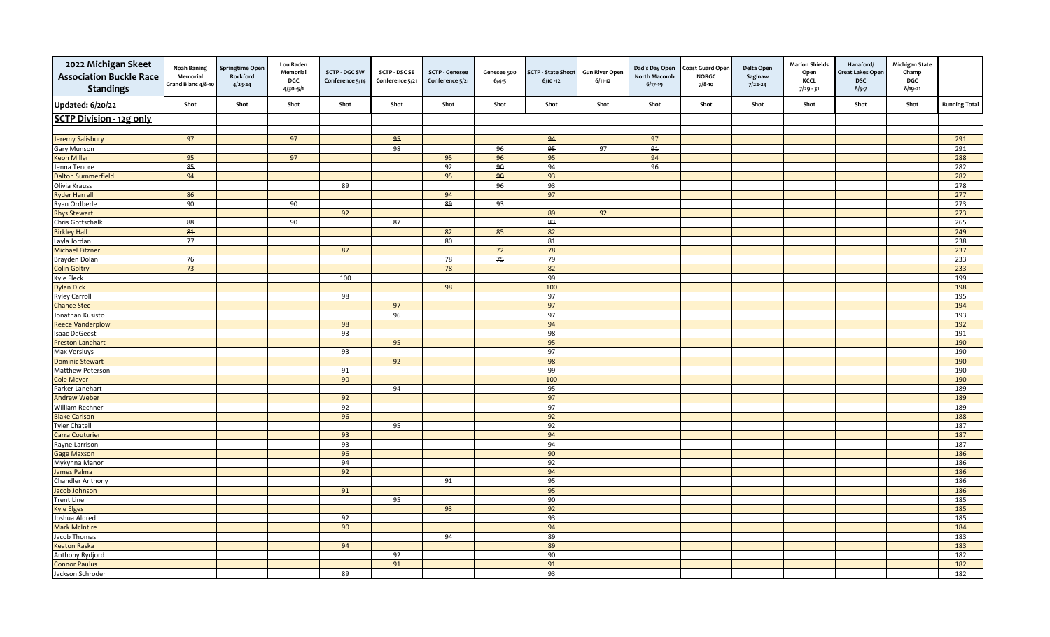| 2022 Michigan Skeet Association Buckle Race Standings | Noah Baning Memorial Grand Blanc 4/8-10 | Springtime Open Rockford 4/23-24 | Lou Raden Memorial DGC 4/30-5/1 | SCTP - DGC SW Conference 5/14 | SCTP - DSC SE Conference 5/21 | SCTP - Genesee Conference 5/21 | Genesee 500 6/4-5 | SCTP - State Shoot 6/10-12 | Gun River Open 6/11-12 | Dad's Day Open North Macomb 6/17-19 | Coast Guard Open NORGC 7/8-10 | Delta Open Saginaw 7/22-24 | Marion Shields Open KCCL 7/29-31 | Hanaford/ Great Lakes Open DSC 8/5-7 | Michigan State Champ DGC 8/19-21 | |
|---|---|---|---|---|---|---|---|---|---|---|---|---|---|---|---|---|
| **Updated: 6/20/22** | Shot | Shot | Shot | Shot | Shot | Shot | Shot | Shot | Shot | Shot | Shot | Shot | Shot | Shot | Shot | Running Total |
| **SCTP Division - 12g only** | | | | | | | | | | | | | | | | |
| Jeremy Salisbury | 97 | | 97 | | ~~95~~ | | | ~~94~~ | | 97 | | | | | | 291 |
| Gary Munson | | | | | 98 | | 96 | ~~95~~ | 97 | ~~91~~ | | | | | | 291 |
| Keon Miller | 95 | | 97 | | | ~~95~~ | 96 | ~~95~~ | | ~~94~~ | | | | | | 288 |
| Jenna Tenore | ~~85~~ | | | | | 92 | ~~90~~ | 94 | | 96 | | | | | | 282 |
| Dalton Summerfield | 94 | | | | | 95 | ~~90~~ | 93 | | | | | | | | 282 |
| Olivia Krauss | | | | 89 | | | 96 | 93 | | | | | | | | 278 |
| Ryder Harrell | 86 | | | | | 94 | | 97 | | | | | | | | 277 |
| Ryan Ordberle | 90 | | 90 | | | ~~89~~ | 93 | | | | | | | | | 273 |
| Rhys Stewart | | | | 92 | | | | 89 | 92 | | | | | | | 273 |
| Chris Gottschalk | 88 | | 90 | | 87 | | | ~~83~~ | | | | | | | | 265 |
| Birkley Hall | ~~81~~ | | | | | 82 | 85 | 82 | | | | | | | | 249 |
| Layla Jordan | 77 | | | | | 80 | | 81 | | | | | | | | 238 |
| Michael Fitzner | | | | 87 | | | 72 | 78 | | | | | | | | 237 |
| Brayden Dolan | 76 | | | | | 78 | ~~75~~ | 79 | | | | | | | | 233 |
| Colin Goltry | 73 | | | | | 78 | | 82 | | | | | | | | 233 |
| Kyle Fleck | | | | 100 | | | | 99 | | | | | | | | 199 |
| Dylan Dick | | | | | | 98 | | 100 | | | | | | | | 198 |
| Ryley Carroll | | | | 98 | | | | 97 | | | | | | | | 195 |
| Chance Stec | | | | | 97 | | | 97 | | | | | | | | 194 |
| Jonathan Kusisto | | | | | 96 | | | 97 | | | | | | | | 193 |
| Reece Vanderplow | | | | 98 | | | | 94 | | | | | | | | 192 |
| Isaac DeGeest | | | | 93 | | | | 98 | | | | | | | | 191 |
| Preston Lanehart | | | | | 95 | | | 95 | | | | | | | | 190 |
| Max Versluys | | | | 93 | | | | 97 | | | | | | | | 190 |
| Dominic Stewart | | | | | 92 | | | 98 | | | | | | | | 190 |
| Matthew Peterson | | | | 91 | | | | 99 | | | | | | | | 190 |
| Cole Meyer | | | | 90 | | | | 100 | | | | | | | | 190 |
| Parker Lanehart | | | | | 94 | | | 95 | | | | | | | | 189 |
| Andrew Weber | | | | 92 | | | | 97 | | | | | | | | 189 |
| William Rechner | | | | 92 | | | | 97 | | | | | | | | 189 |
| Blake Carlson | | | | 96 | | | | 92 | | | | | | | | 188 |
| Tyler Chatell | | | | | 95 | | | 92 | | | | | | | | 187 |
| Carra Couturier | | | | 93 | | | | 94 | | | | | | | | 187 |
| Rayne Larrison | | | | 93 | | | | 94 | | | | | | | | 187 |
| Gage Maxson | | | | 96 | | | | 90 | | | | | | | | 186 |
| Mykynna Manor | | | | 94 | | | | 92 | | | | | | | | 186 |
| James Palma | | | | 92 | | | | 94 | | | | | | | | 186 |
| Chandler Anthony | | | | | | 91 | | 95 | | | | | | | | 186 |
| Jacob Johnson | | | | 91 | | | | 95 | | | | | | | | 186 |
| Trent Line | | | | | 95 | | | 90 | | | | | | | | 185 |
| Kyle Elges | | | | | | 93 | | 92 | | | | | | | | 185 |
| Joshua Aldred | | | | 92 | | | | 93 | | | | | | | | 185 |
| Mark McIntire | | | | 90 | | | | 94 | | | | | | | | 184 |
| Jacob Thomas | | | | | | 94 | | 89 | | | | | | | | 183 |
| Keaton Raska | | | | 94 | | | | 89 | | | | | | | | 183 |
| Anthony Rydjord | | | | | 92 | | | 90 | | | | | | | | 182 |
| Connor Paulus | | | | | 91 | | | 91 | | | | | | | | 182 |
| Jackson Schroder | | | | 89 | | | | 93 | | | | | | | | 182 |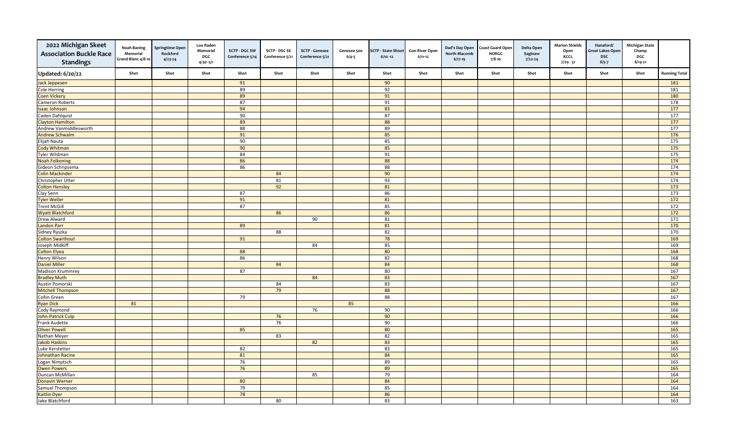| 2022 Michigan Skeet Association Buckle Race Standings | Noah Baning Memorial Grand Blanc 4/8-10 | Springtime Open Rockford 4/23-24 | Lou Raden Memorial DGC 4/30-5/1 | SCTP - DGC SW Conference 5/14 | SCTP - DSC SE Conference 5/21 | SCTP - Genesee Conference 5/21 | Genesee 500 6/4-5 | SCTP - State Shoot 6/10-12 | Gun River Open 6/11-12 | Dad's Day Open North Macomb 6/17-19 | Coast Guard Open NORGC 7/8-10 | Delta Open Saginaw 7/22-24 | Marion Shields Open KCCL 7/29-31 | Hanaford/ Great Lakes Open DSC 8/5-7 | Michigan State Champ DGC 8/19-21 | |
|---|---|---|---|---|---|---|---|---|---|---|---|---|---|---|---|---|
| **Updated: 6/20/22** | Shot | Shot | Shot | Shot | Shot | Shot | Shot | Shot | Shot | Shot | Shot | Shot | Shot | Shot | Shot | Running Total |
| Jack Jeppesen | | | | 91 | | | | 90 | | | | | | | | 181 |
| Cole Herring | | | | 89 | | | | 92 | | | | | | | | 181 |
| Coen Vickery | | | | 89 | | | | 91 | | | | | | | | 180 |
| Cameron Roberts | | | | 87 | | | | 91 | | | | | | | | 178 |
| Isaac Johnson | | | | 94 | | | | 83 | | | | | | | | 177 |
| Caden Dahlquist | | | | 90 | | | | 87 | | | | | | | | 177 |
| Clayton Hamilton | | | | 89 | | | | 88 | | | | | | | | 177 |
| Andrew Vanmiddlesworth | | | | 88 | | | | 89 | | | | | | | | 177 |
| Andrew Schwalm | | | | 91 | | | | 85 | | | | | | | | 176 |
| Elijah Nauta | | | | 90 | | | | 85 | | | | | | | | 175 |
| Cody Whitman | | | | 90 | | | | 85 | | | | | | | | 175 |
| Tyler Wildman | | | | 84 | | | | 91 | | | | | | | | 175 |
| Noah Folkening | | | | 86 | | | | 88 | | | | | | | | 174 |
| Gideon Schripsema | | | | 86 | | | | 88 | | | | | | | | 174 |
| Colin Mackinder | | | | | 84 | | | 90 | | | | | | | | 174 |
| Christopher Utter | | | | | 81 | | | 93 | | | | | | | | 174 |
| Colton Hensley | | | | | 92 | | | 81 | | | | | | | | 173 |
| Clay Senn | | | | 87 | | | | 86 | | | | | | | | 173 |
| Tyler Weller | | | | 91 | | | | 81 | | | | | | | | 172 |
| Trent McGill | | | | 87 | | | | 85 | | | | | | | | 172 |
| Wyatt Blatchford | | | | | 86 | | | 86 | | | | | | | | 172 |
| Drew Alward | | | | | | 90 | | 81 | | | | | | | | 171 |
| Landon Parr | | | | 89 | | | | 81 | | | | | | | | 170 |
| Sidney Ryszka | | | | | 88 | | | 82 | | | | | | | | 170 |
| Colton Swarthout | | | | 91 | | | | 78 | | | | | | | | 169 |
| Joseph Midkiff | | | | | | 84 | | 85 | | | | | | | | 169 |
| Colton Elyea | | | | 88 | | | | 80 | | | | | | | | 168 |
| Henry Wilson | | | | 86 | | | | 82 | | | | | | | | 168 |
| Daniel Miller | | | | | 84 | | | 84 | | | | | | | | 168 |
| Madison Krummrey | | | | 87 | | | | 80 | | | | | | | | 167 |
| Bradley Muth | | | | | | 84 | | 83 | | | | | | | | 167 |
| Austin Pomorski | | | | | 84 | | | 83 | | | | | | | | 167 |
| Mitchell Thompson | | | | | 79 | | | 88 | | | | | | | | 167 |
| Collin Green | | | | 79 | | | | 88 | | | | | | | | 167 |
| Ryan Dick | 81 | | | | | | 85 | | | | | | | | | 166 |
| Cody Raymond | | | | | | 76 | | 90 | | | | | | | | 166 |
| John-Patrick Culp | | | | | 76 | | | 90 | | | | | | | | 166 |
| Frank Audette | | | | | 76 | | | 90 | | | | | | | | 166 |
| Oliver Powell | | | | 85 | | | | 80 | | | | | | | | 165 |
| Nathan Meyer | | | | | 83 | | | 82 | | | | | | | | 165 |
| Jakob Haskins | | | | | | 82 | | 83 | | | | | | | | 165 |
| Luke Kerstetter | | | | 82 | | | | 83 | | | | | | | | 165 |
| Johnathan Racine | | | | 81 | | | | 84 | | | | | | | | 165 |
| Logan Nimptsch | | | | 76 | | | | 89 | | | | | | | | 165 |
| Owen Powers | | | | 76 | | | | 89 | | | | | | | | 165 |
| Duncan McMillan | | | | | | 85 | | 79 | | | | | | | | 164 |
| Donavin Werner | | | | 80 | | | | 84 | | | | | | | | 164 |
| Samuel Thompson | | | | 79 | | | | 85 | | | | | | | | 164 |
| Kaitlin Dyer | | | | 78 | | | | 86 | | | | | | | | 164 |
| Jake Blatchford | | | | | 80 | | | 83 | | | | | | | | 163 |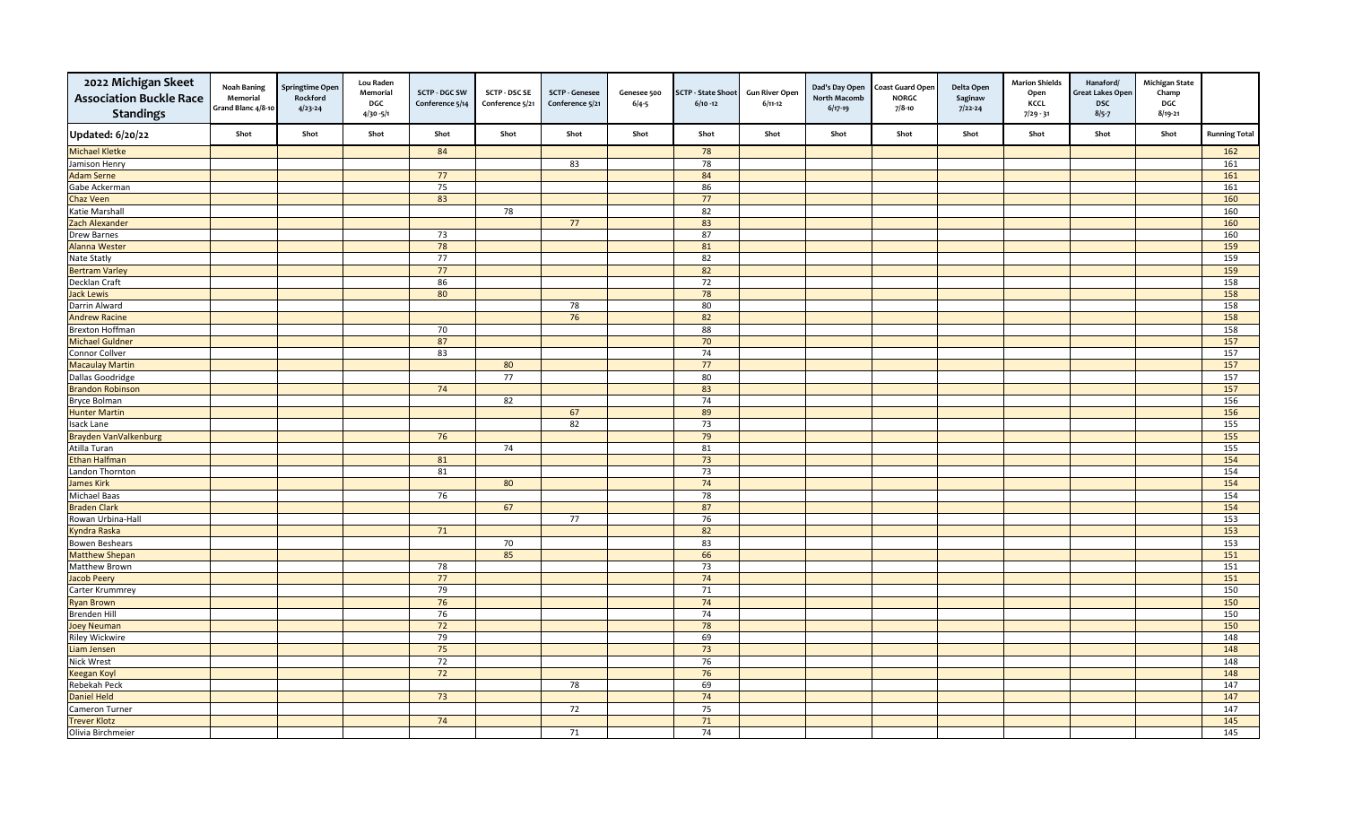| 2022 Michigan Skeet Association Buckle Race Standings | Noah Baning Memorial Grand Blanc 4/8-10 | Springtime Open Rockford 4/23-24 | Lou Raden Memorial DGC 4/30-5/1 | SCTP - DGC SW Conference 5/14 | SCTP - DSC SE Conference 5/21 | SCTP - Genesee Conference 5/21 | Genesee 500 6/4-5 | SCTP - State Shoot 6/10-12 | Gun River Open 6/11-12 | Dad's Day Open North Macomb 6/17-19 | Coast Guard Open NORGC 7/8-10 | Delta Open Saginaw 7/22-24 | Marion Shields Open KCCL 7/29-31 | Hanaford/ Great Lakes Open DSC 8/5-7 | Michigan State Champ DGC 8/19-21 | |
|---|---|---|---|---|---|---|---|---|---|---|---|---|---|---|---|---|
| Updated: 6/20/22 | Shot | Shot | Shot | Shot | Shot | Shot | Shot | Shot | Shot | Shot | Shot | Shot | Shot | Shot | Shot | Running Total |
| Michael Kletke | | | | 84 | | | | 78 | | | | | | | | 162 |
| Jamison Henry | | | | | | 83 | | 78 | | | | | | | | 161 |
| Adam Serne | | | | 77 | | | | 84 | | | | | | | | 161 |
| Gabe Ackerman | | | | 75 | | | | 86 | | | | | | | | 161 |
| Chaz Veen | | | | 83 | | | | 77 | | | | | | | | 160 |
| Katie Marshall | | | | | 78 | | | 82 | | | | | | | | 160 |
| Zach Alexander | | | | | | 77 | | 83 | | | | | | | | 160 |
| Drew Barnes | | | | 73 | | | | 87 | | | | | | | | 160 |
| Alanna Wester | | | | 78 | | | | 81 | | | | | | | | 159 |
| Nate Statly | | | | 77 | | | | 82 | | | | | | | | 159 |
| Bertram Varley | | | | 77 | | | | 82 | | | | | | | | 159 |
| Decklan Craft | | | | 86 | | | | 72 | | | | | | | | 158 |
| Jack Lewis | | | | 80 | | | | 78 | | | | | | | | 158 |
| Darrin Alward | | | | | | 78 | | 80 | | | | | | | | 158 |
| Andrew Racine | | | | | | 76 | | 82 | | | | | | | | 158 |
| Brexton Hoffman | | | | 70 | | | | 88 | | | | | | | | 158 |
| Michael Guldner | | | | 87 | | | | 70 | | | | | | | | 157 |
| Connor Collver | | | | 83 | | | | 74 | | | | | | | | 157 |
| Macaulay Martin | | | | | 80 | | | 77 | | | | | | | | 157 |
| Dallas Goodridge | | | | | 77 | | | 80 | | | | | | | | 157 |
| Brandon Robinson | | | | 74 | | | | 83 | | | | | | | | 157 |
| Bryce Bolman | | | | | 82 | | | 74 | | | | | | | | 156 |
| Hunter Martin | | | | | | 67 | | 89 | | | | | | | | 156 |
| Isack Lane | | | | | | 82 | | 73 | | | | | | | | 155 |
| Brayden VanValkenburg | | | | 76 | | | | 79 | | | | | | | | 155 |
| Atilla Turan | | | | | 74 | | | 81 | | | | | | | | 155 |
| Ethan Halfman | | | | 81 | | | | 73 | | | | | | | | 154 |
| Landon Thornton | | | | 81 | | | | 73 | | | | | | | | 154 |
| James Kirk | | | | | 80 | | | 74 | | | | | | | | 154 |
| Michael Baas | | | | 76 | | | | 78 | | | | | | | | 154 |
| Braden Clark | | | | | 67 | | | 87 | | | | | | | | 154 |
| Rowan Urbina-Hall | | | | | | 77 | | 76 | | | | | | | | 153 |
| Kyndra Raska | | | | 71 | | | | 82 | | | | | | | | 153 |
| Bowen Beshears | | | | | 70 | | | 83 | | | | | | | | 153 |
| Matthew Shepan | | | | | 85 | | | 66 | | | | | | | | 151 |
| Matthew Brown | | | | 78 | | | | 73 | | | | | | | | 151 |
| Jacob Peery | | | | 77 | | | | 74 | | | | | | | | 151 |
| Carter Krummrey | | | | 79 | | | | 71 | | | | | | | | 150 |
| Ryan Brown | | | | 76 | | | | 74 | | | | | | | | 150 |
| Brenden Hill | | | | 76 | | | | 74 | | | | | | | | 150 |
| Joey Neuman | | | | 72 | | | | 78 | | | | | | | | 150 |
| Riley Wickwire | | | | 79 | | | | 69 | | | | | | | | 148 |
| Liam Jensen | | | | 75 | | | | 73 | | | | | | | | 148 |
| Nick Wrest | | | | 72 | | | | 76 | | | | | | | | 148 |
| Keegan Koyl | | | | 72 | | | | 76 | | | | | | | | 148 |
| Rebekah Peck | | | | | | 78 | | 69 | | | | | | | | 147 |
| Daniel Held | | | | 73 | | | | 74 | | | | | | | | 147 |
| Cameron Turner | | | | | | 72 | | 75 | | | | | | | | 147 |
| Trever Klotz | | | | 74 | | | | 71 | | | | | | | | 145 |
| Olivia Birchmeier | | | | | | 71 | | 74 | | | | | | | | 145 |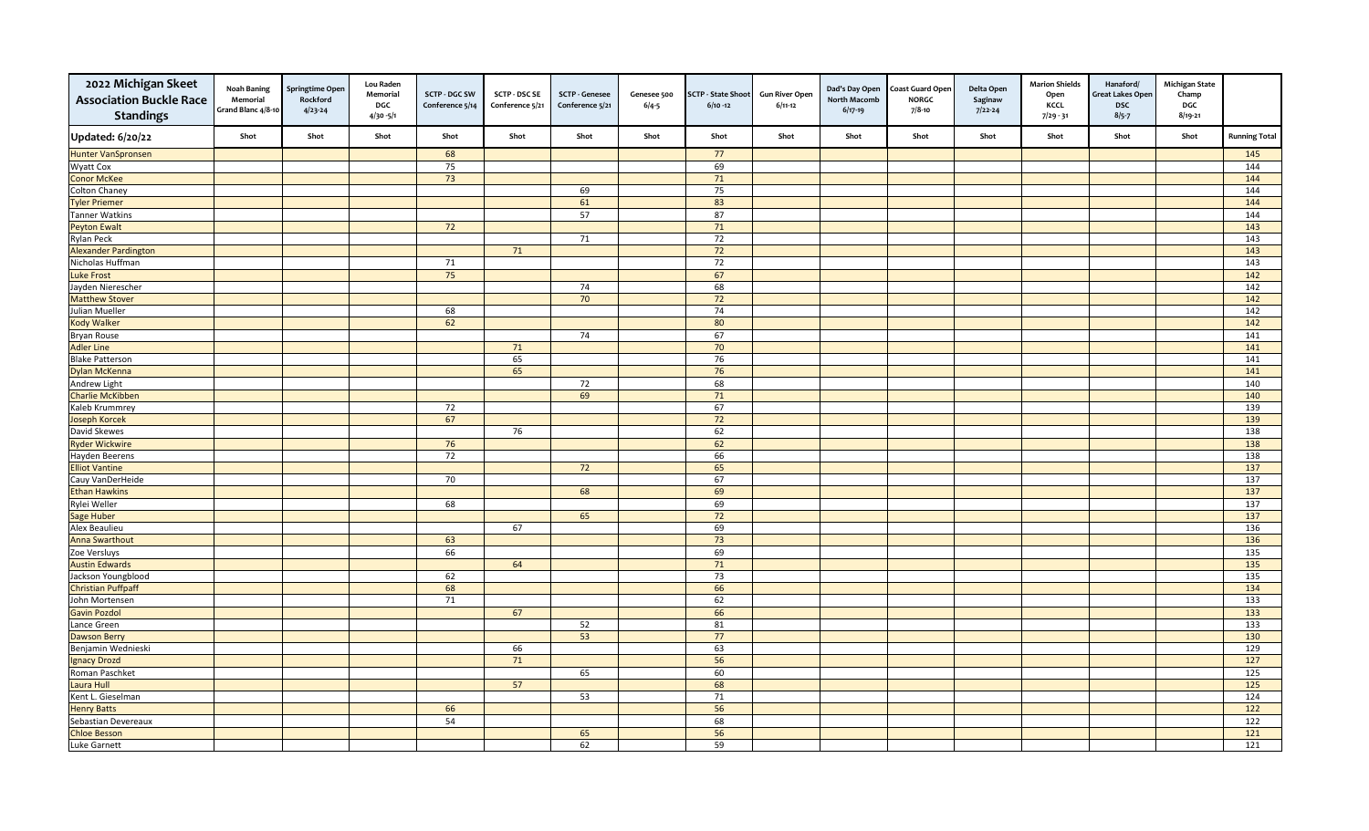| 2022 Michigan Skeet Association Buckle Race Standings | Noah Baning Memorial Grand Blanc 4/8-10 | Springtime Open Rockford 4/23-24 | Lou Raden Memorial DGC 4/30-5/1 | SCTP - DGC SW Conference 5/14 | SCTP - DSC SE Conference 5/21 | SCTP - Genesee Conference 5/21 | Genesee 500 6/4-5 | SCTP - State Shoot 6/10-12 | Gun River Open 6/11-12 | Dad's Day Open North Macomb 6/17-19 | Coast Guard Open NORGC 7/8-10 | Delta Open Saginaw 7/22-24 | Marion Shields Open KCCL 7/29-31 | Hanaford/ Great Lakes Open DSC 8/5-7 | Michigan State Champ DGC 8/19-21 | |
|---|---|---|---|---|---|---|---|---|---|---|---|---|---|---|---|---|
| Updated: 6/20/22 | Shot | Shot | Shot | Shot | Shot | Shot | Shot | Shot | Shot | Shot | Shot | Shot | Shot | Shot | Shot | Running Total |
| Hunter VanSpronsen | | | | 68 | | | | 77 | | | | | | | | 145 |
| Wyatt Cox | | | | 75 | | | | 69 | | | | | | | | 144 |
| Conor McKee | | | | 73 | | | | 71 | | | | | | | | 144 |
| Colton Chaney | | | | | | 69 | | 75 | | | | | | | | 144 |
| Tyler Priemer | | | | | | 61 | | 83 | | | | | | | | 144 |
| Tanner Watkins | | | | | | 57 | | 87 | | | | | | | | 144 |
| Peyton Ewalt | | | | 72 | | | | 71 | | | | | | | | 143 |
| Rylan Peck | | | | | | 71 | | 72 | | | | | | | | 143 |
| Alexander Pardington | | | | | 71 | | | 72 | | | | | | | | 143 |
| Nicholas Huffman | | | | 71 | | | | 72 | | | | | | | | 143 |
| Luke Frost | | | | 75 | | | | 67 | | | | | | | | 142 |
| Jayden Nierescher | | | | | | 74 | | 68 | | | | | | | | 142 |
| Matthew Stover | | | | | | 70 | | 72 | | | | | | | | 142 |
| Julian Mueller | | | | 68 | | | | 74 | | | | | | | | 142 |
| Kody Walker | | | | 62 | | | | 80 | | | | | | | | 142 |
| Bryan Rouse | | | | | | 74 | | 67 | | | | | | | | 141 |
| Adler Line | | | | | 71 | | | 70 | | | | | | | | 141 |
| Blake Patterson | | | | | 65 | | | 76 | | | | | | | | 141 |
| Dylan McKenna | | | | | 65 | | | 76 | | | | | | | | 141 |
| Andrew Light | | | | | | 72 | | 68 | | | | | | | | 140 |
| Charlie McKibben | | | | | | 69 | | 71 | | | | | | | | 140 |
| Kaleb Krummrey | | | | 72 | | | | 67 | | | | | | | | 139 |
| Joseph Korcek | | | | 67 | | | | 72 | | | | | | | | 139 |
| David Skewes | | | | | 76 | | | 62 | | | | | | | | 138 |
| Ryder Wickwire | | | | 76 | | | | 62 | | | | | | | | 138 |
| Hayden Beerens | | | | 72 | | | | 66 | | | | | | | | 138 |
| Elliot Vantine | | | | | | 72 | | 65 | | | | | | | | 137 |
| Cauy VanDerHeide | | | | 70 | | | | 67 | | | | | | | | 137 |
| Ethan Hawkins | | | | | | 68 | | 69 | | | | | | | | 137 |
| Rylei Weller | | | | 68 | | | | 69 | | | | | | | | 137 |
| Sage Huber | | | | | | 65 | | 72 | | | | | | | | 137 |
| Alex Beaulieu | | | | | 67 | | | 69 | | | | | | | | 136 |
| Anna Swarthout | | | | 63 | | | | 73 | | | | | | | | 136 |
| Zoe Versluys | | | | 66 | | | | 69 | | | | | | | | 135 |
| Austin Edwards | | | | | 64 | | | 71 | | | | | | | | 135 |
| Jackson Youngblood | | | | 62 | | | | 73 | | | | | | | | 135 |
| Christian Puffpaff | | | | 68 | | | | 66 | | | | | | | | 134 |
| John Mortensen | | | | 71 | | | | 62 | | | | | | | | 133 |
| Gavin Pozdol | | | | | 67 | | | 66 | | | | | | | | 133 |
| Lance Green | | | | | | 52 | | 81 | | | | | | | | 133 |
| Dawson Berry | | | | | | 53 | | 77 | | | | | | | | 130 |
| Benjamin Wednieski | | | | | 66 | | | 63 | | | | | | | | 129 |
| Ignacy Drozd | | | | | 71 | | | 56 | | | | | | | | 127 |
| Roman Paschket | | | | | | 65 | | 60 | | | | | | | | 125 |
| Laura Hull | | | | | 57 | | | 68 | | | | | | | | 125 |
| Kent L. Gieselman | | | | | | 53 | | 71 | | | | | | | | 124 |
| Henry Batts | | | | 66 | | | | 56 | | | | | | | | 122 |
| Sebastian Devereaux | | | | 54 | | | | 68 | | | | | | | | 122 |
| Chloe Besson | | | | | | 65 | | 56 | | | | | | | | 121 |
| Luke Garnett | | | | | | 62 | | 59 | | | | | | | | 121 |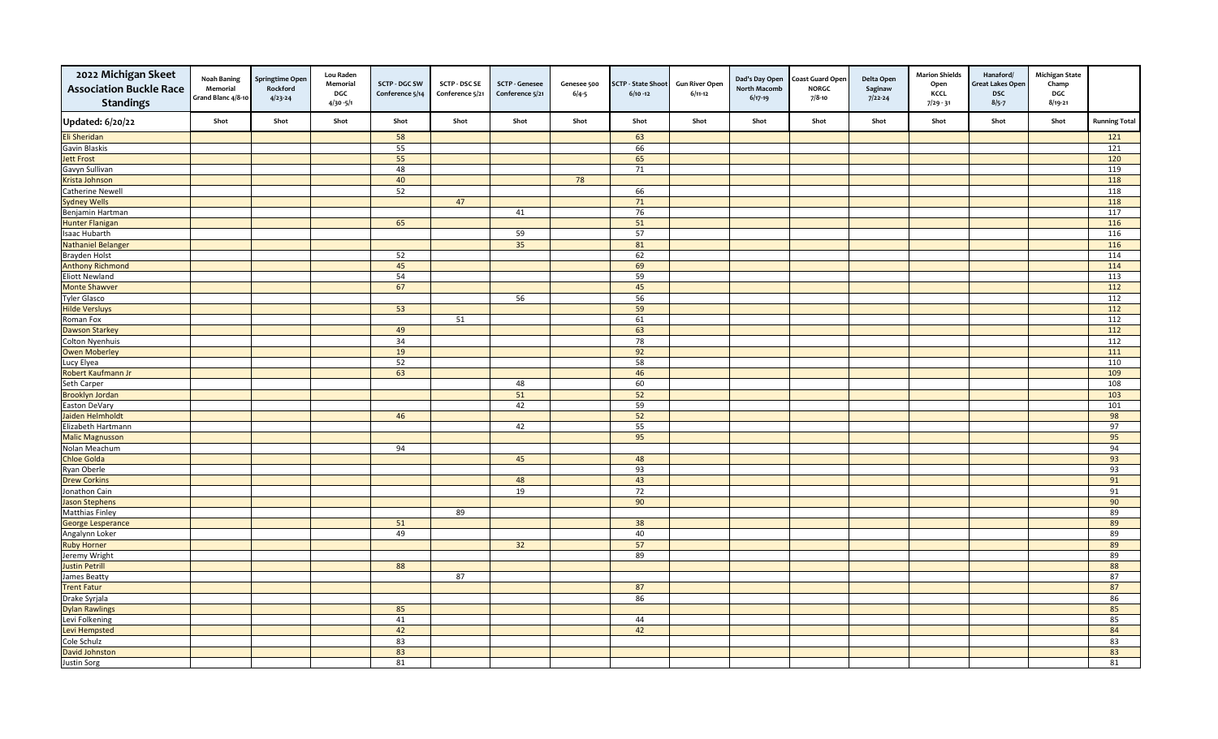| 2022 Michigan Skeet Association Buckle Race Standings | Noah Baning Memorial Grand Blanc 4/8-10 | Springtime Open Rockford 4/23-24 | Lou Raden Memorial DGC 4/30 -5/1 | SCTP - DGC SW Conference 5/14 | SCTP - DSC SE Conference 5/21 | SCTP - Genesee Conference 5/21 | Genesee 500 6/4-5 | SCTP - State Shoot 6/10 -12 | Gun River Open 6/11-12 | Dad's Day Open North Macomb 6/17-19 | Coast Guard Open NORGC 7/8-10 | Delta Open Saginaw 7/22-24 | Marion Shields Open KCCL 7/29 - 31 | Hanaford/ Great Lakes Open DSC 8/5-7 | Michigan State Champ DGC 8/19-21 | |
|---|---|---|---|---|---|---|---|---|---|---|---|---|---|---|---|---|
| Updated: 6/20/22 | Shot | Shot | Shot | Shot | Shot | Shot | Shot | Shot | Shot | Shot | Shot | Shot | Shot | Shot | Shot | Running Total |
| Eli Sheridan | | | | 58 | | | | 63 | | | | | | | | 121 |
| Gavin Blaskis | | | | 55 | | | | 66 | | | | | | | | 121 |
| Jett Frost | | | | 55 | | | | 65 | | | | | | | | 120 |
| Gavyn Sullivan | | | | 48 | | | | 71 | | | | | | | | 119 |
| Krista Johnson | | | | 40 | | | 78 | | | | | | | | | 118 |
| Catherine Newell | | | | 52 | | | | 66 | | | | | | | | 118 |
| Sydney Wells | | | | | 47 | | | 71 | | | | | | | | 118 |
| Benjamin Hartman | | | | | | 41 | | 76 | | | | | | | | 117 |
| Hunter Flanigan | | | | 65 | | | | 51 | | | | | | | | 116 |
| Isaac Hubarth | | | | | | 59 | | 57 | | | | | | | | 116 |
| Nathaniel Belanger | | | | | | 35 | | 81 | | | | | | | | 116 |
| Brayden Holst | | | | 52 | | | | 62 | | | | | | | | 114 |
| Anthony Richmond | | | | 45 | | | | 69 | | | | | | | | 114 |
| Eliott Newland | | | | 54 | | | | 59 | | | | | | | | 113 |
| Monte Shawver | | | | 67 | | | | 45 | | | | | | | | 112 |
| Tyler Glasco | | | | | | 56 | | 56 | | | | | | | | 112 |
| Hilde Versluys | | | | 53 | | | | 59 | | | | | | | | 112 |
| Roman Fox | | | | | 51 | | | 61 | | | | | | | | 112 |
| Dawson Starkey | | | | 49 | | | | 63 | | | | | | | | 112 |
| Colton Nyenhuis | | | | 34 | | | | 78 | | | | | | | | 112 |
| Owen Moberley | | | | 19 | | | | 92 | | | | | | | | 111 |
| Lucy Elyea | | | | 52 | | | | 58 | | | | | | | | 110 |
| Robert Kaufmann Jr | | | | 63 | | | | 46 | | | | | | | | 109 |
| Seth Carper | | | | | | 48 | | 60 | | | | | | | | 108 |
| Brooklyn Jordan | | | | | | 51 | | 52 | | | | | | | | 103 |
| Easton DeVary | | | | | | 42 | | 59 | | | | | | | | 101 |
| Jaiden Helmholdt | | | | 46 | | | | 52 | | | | | | | | 98 |
| Elizabeth Hartmann | | | | | | 42 | | 55 | | | | | | | | 97 |
| Malic Magnusson | | | | | | | | 95 | | | | | | | | 95 |
| Nolan Meachum | | | | 94 | | | | | | | | | | | | 94 |
| Chloe Golda | | | | | | 45 | | 48 | | | | | | | | 93 |
| Ryan Oberle | | | | | | | | 93 | | | | | | | | 93 |
| Drew Corkins | | | | | | 48 | | 43 | | | | | | | | 91 |
| Jonathon Cain | | | | | | 19 | | 72 | | | | | | | | 91 |
| Jason Stephens | | | | | | | | 90 | | | | | | | | 90 |
| Matthias Finley | | | | | 89 | | | | | | | | | | | 89 |
| George Lesperance | | | | 51 | | | | 38 | | | | | | | | 89 |
| Angalynn Loker | | | | 49 | | | | 40 | | | | | | | | 89 |
| Ruby Horner | | | | | | 32 | | 57 | | | | | | | | 89 |
| Jeremy Wright | | | | | | | | 89 | | | | | | | | 89 |
| Justin Petrill | | | | 88 | | | | | | | | | | | | 88 |
| James Beatty | | | | | 87 | | | | | | | | | | | 87 |
| Trent Fatur | | | | | | | | 87 | | | | | | | | 87 |
| Drake Syrjala | | | | | | | | 86 | | | | | | | | 86 |
| Dylan Rawlings | | | | 85 | | | | | | | | | | | | 85 |
| Levi Folkening | | | | 41 | | | | 44 | | | | | | | | 85 |
| Levi Hempsted | | | | 42 | | | | 42 | | | | | | | | 84 |
| Cole Schulz | | | | 83 | | | | | | | | | | | | 83 |
| David Johnston | | | | 83 | | | | | | | | | | | | 83 |
| Justin Sorg | | | | 81 | | | | | | | | | | | | 81 |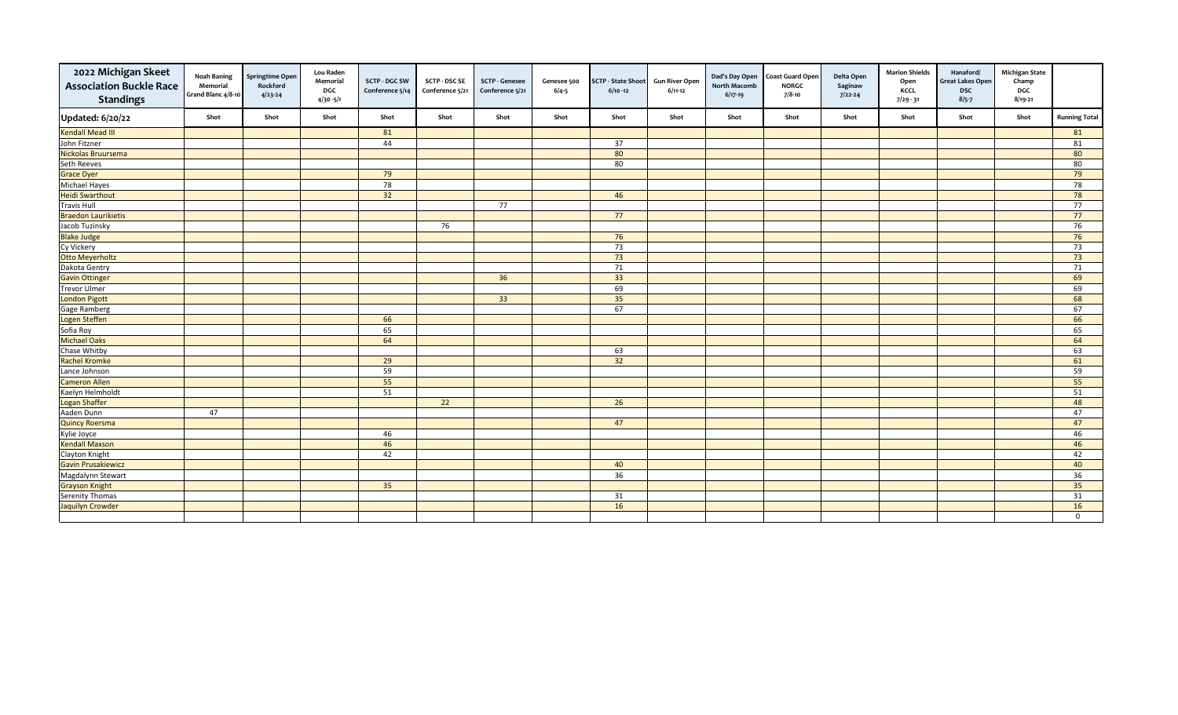| 2022 Michigan Skeet Association Buckle Race Standings | Noah Baning Memorial Grand Blanc 4/8-10 | Springtime Open Rockford 4/23-24 | Lou Raden Memorial DGC 4/30-5/1 | SCTP - DGC SW Conference 5/14 | SCTP - DSC SE Conference 5/21 | SCTP - Genesee Conference 5/21 | Genesee 500 6/4-5 | SCTP - State Shoot 6/10-12 | Gun River Open 6/11-12 | Dad's Day Open North Macomb 6/17-19 | Coast Guard Open NORGC 7/8-10 | Delta Open Saginaw 7/22-24 | Marion Shields Open KCCL 7/29-31 | Hanaford/ Great Lakes Open DSC 8/5-7 | Michigan State Champ DGC 8/19-21 | |
|---|---|---|---|---|---|---|---|---|---|---|---|---|---|---|---|---|
| Updated: 6/20/22 | Shot | Shot | Shot | Shot | Shot | Shot | Shot | Shot | Shot | Shot | Shot | Shot | Shot | Shot | Shot | Running Total |
| Kendall Mead III | | | | 81 | | | | | | | | | | | | 81 |
| John Fitzner | | | | 44 | | | | 37 | | | | | | | | 81 |
| Nickolas Bruursema | | | | | | | | 80 | | | | | | | | 80 |
| Seth Reeves | | | | | | | | 80 | | | | | | | | 80 |
| Grace Dyer | | | | 79 | | | | | | | | | | | | 79 |
| Michael Hayes | | | | 78 | | | | | | | | | | | | 78 |
| Heidi Swarthout | | | | 32 | | | | 46 | | | | | | | | 78 |
| Travis Hull | | | | | | 77 | | | | | | | | | | 77 |
| Braedon Laurikietis | | | | | | | | 77 | | | | | | | | 77 |
| Jacob Tuzinsky | | | | | 76 | | | | | | | | | | | 76 |
| Blake Judge | | | | | | | | 76 | | | | | | | | 76 |
| Cy Vickery | | | | | | | | 73 | | | | | | | | 73 |
| Otto Meyerholtz | | | | | | | | 73 | | | | | | | | 73 |
| Dakota Gentry | | | | | | | | 71 | | | | | | | | 71 |
| Gavin Ottinger | | | | | | 36 | | 33 | | | | | | | | 69 |
| Trevor Ulmer | | | | | | | | 69 | | | | | | | | 69 |
| London Pigott | | | | | | 33 | | 35 | | | | | | | | 68 |
| Gage Ramberg | | | | | | | | 67 | | | | | | | | 67 |
| Logen Steffen | | | | 66 | | | | | | | | | | | | 66 |
| Sofia Roy | | | | 65 | | | | | | | | | | | | 65 |
| Michael Oaks | | | | 64 | | | | | | | | | | | | 64 |
| Chase Whitby | | | | | | | | 63 | | | | | | | | 63 |
| Rachel Kromke | | | | 29 | | | | 32 | | | | | | | | 61 |
| Lance Johnson | | | | 59 | | | | | | | | | | | | 59 |
| Cameron Allen | | | | 55 | | | | | | | | | | | | 55 |
| Kaelyn Helmholdt | | | | 51 | | | | | | | | | | | | 51 |
| Logan Shaffer | | | | | 22 | | | 26 | | | | | | | | 48 |
| Aaden Dunn | 47 | | | | | | | | | | | | | | | 47 |
| Quincy Roersma | | | | | | | | 47 | | | | | | | | 47 |
| Kylie Joyce | | | | 46 | | | | | | | | | | | | 46 |
| Kendall Maxson | | | | 46 | | | | | | | | | | | | 46 |
| Clayton Knight | | | | 42 | | | | | | | | | | | | 42 |
| Gavin Prusakiewicz | | | | | | | | 40 | | | | | | | | 40 |
| Magdalynn Stewart | | | | | | | | 36 | | | | | | | | 36 |
| Grayson Knight | | | | 35 | | | | | | | | | | | | 35 |
| Serenity Thomas | | | | | | | | 31 | | | | | | | | 31 |
| Jaquilyn Crowder | | | | | | | | 16 | | | | | | | | 16 |
| | | | | | | | | | | | | | | | | 0 |